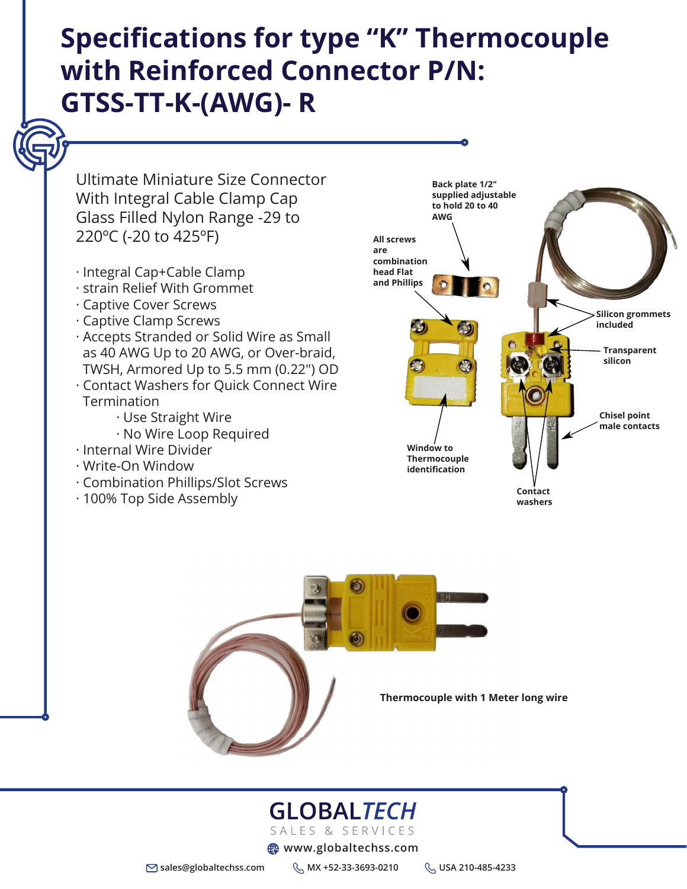# Specifications for type "K" Thermocouple with Reinforced Connector P/N: GTSS-TT-K-(AWG)- R

Ultimate Miniature Size Connector With Integral Cable Clamp Cap Glass Filled Nylon Range -29 to 220ºC (-20 to 425ºF)

- Integral Cap+Cable Clamp
- strain Relief With Grommet
- Captive Cover Screws
- Captive Clamp Screws
- Accepts Stranded or Solid Wire as Small as 40 AWG Up to 20 AWG, or Over-braid, TWSH, Armored Up to 5.5 mm (0.22") OD
- Contact Washers for Quick Connect Wire Termination
  - Use Straight Wire
  - No Wire Loop Required
- Internal Wire Divider
- Write-On Window
- Combination Phillips/Slot Screws
- 100% Top Side Assembly

**Back plate 1/2" supplied adjustable to hold 20 to 40 AWG**

**All screws are combination head Flat and Phillips**

**Silicon grommets included**

**Transparent silicon**

**Chisel point male contacts**

**Window to Thermocouple identification**

**Contact washers**

**Thermocouple with 1 Meter long wire**

GLOBALTECH
SALES & SERVICES
www.globaltechss.com

sales@globaltechss.com MX +52-33-3693-0210 USA 210-485-4233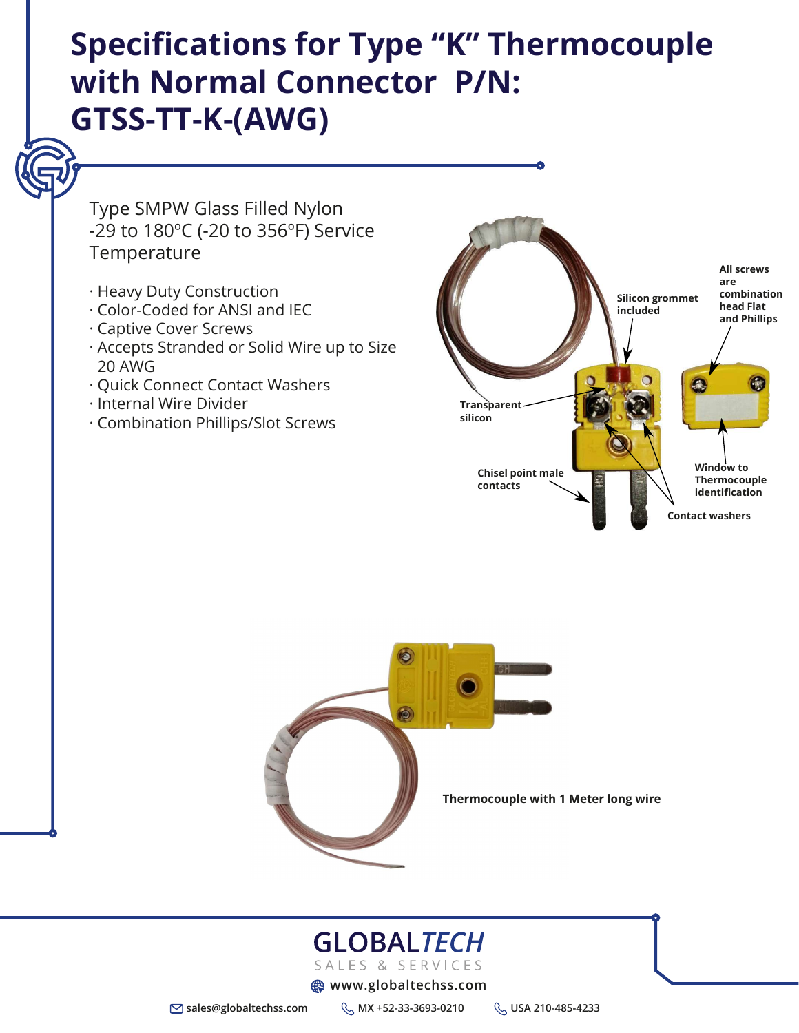# Specifications for Type "K" Thermocouple with Normal Connector P/N: GTSS-TT-K-(AWG)

Type SMPW Glass Filled Nylon
-29 to 180ºC (-20 to 356ºF) Service Temperature

- Heavy Duty Construction
- Color-Coded for ANSI and IEC
- Captive Cover Screws
- Accepts Stranded or Solid Wire up to Size 20 AWG
- Quick Connect Contact Washers
- Internal Wire Divider
- Combination Phillips/Slot Screws

**Silicon grommet included**

**All screws are combination head Flat and Phillips**

**Transparent silicon**

**Chisel point male contacts**

**Window to Thermocouple identification**

**Contact washers**

**Thermocouple with 1 Meter long wire**

**GLOBALTECH**
SALES & SERVICES
www.globaltechss.com

sales@globaltechss.com | MX +52-33-3693-0210 | USA 210-485-4233